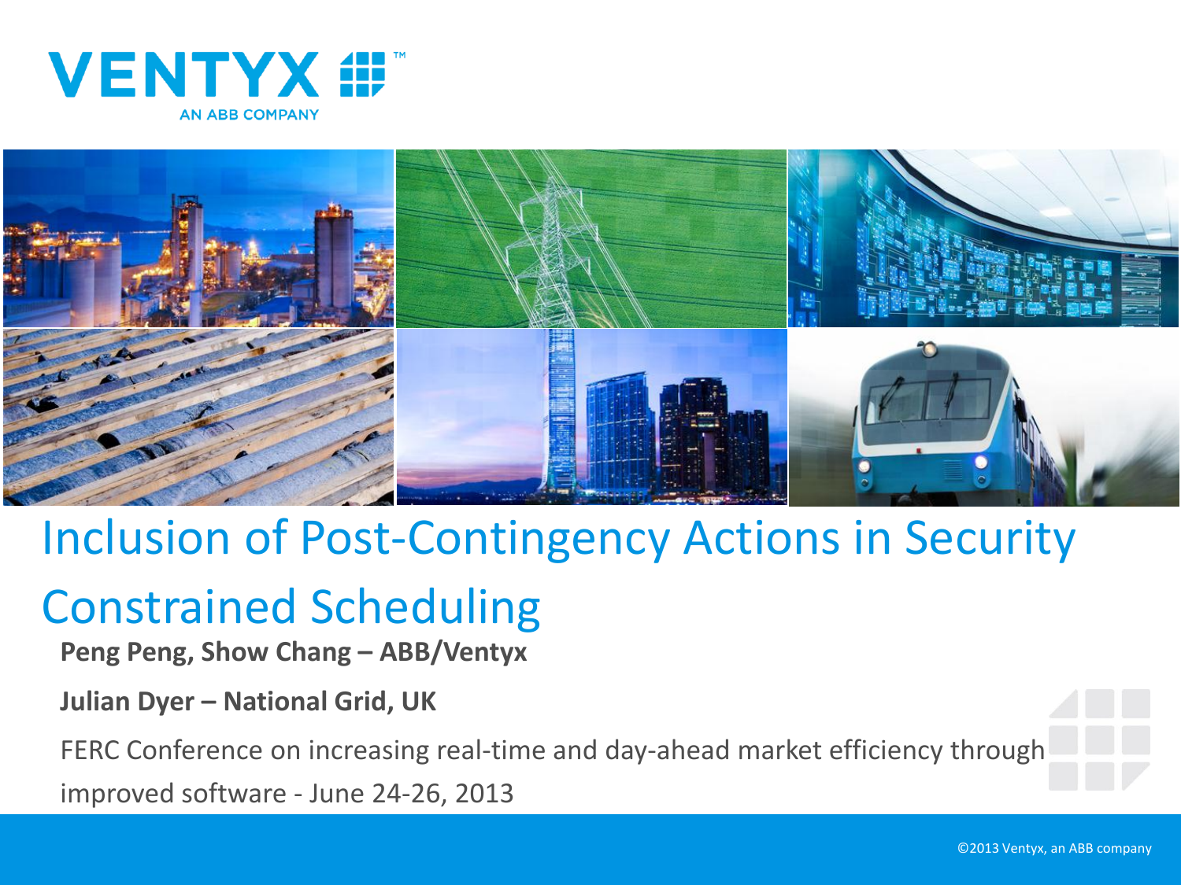VENTYX

AN ABB COMPANY

# Inclusion of Post-Contingency Actions in Security Constrained Scheduling

**Peng Peng, Show Chang – ABB/Ventyx**

**Julian Dyer – National Grid, UK**

FERC Conference on increasing real-time and day-ahead market efficiency through improved software - June 24-26, 2013

©2013 Ventyx, an ABB company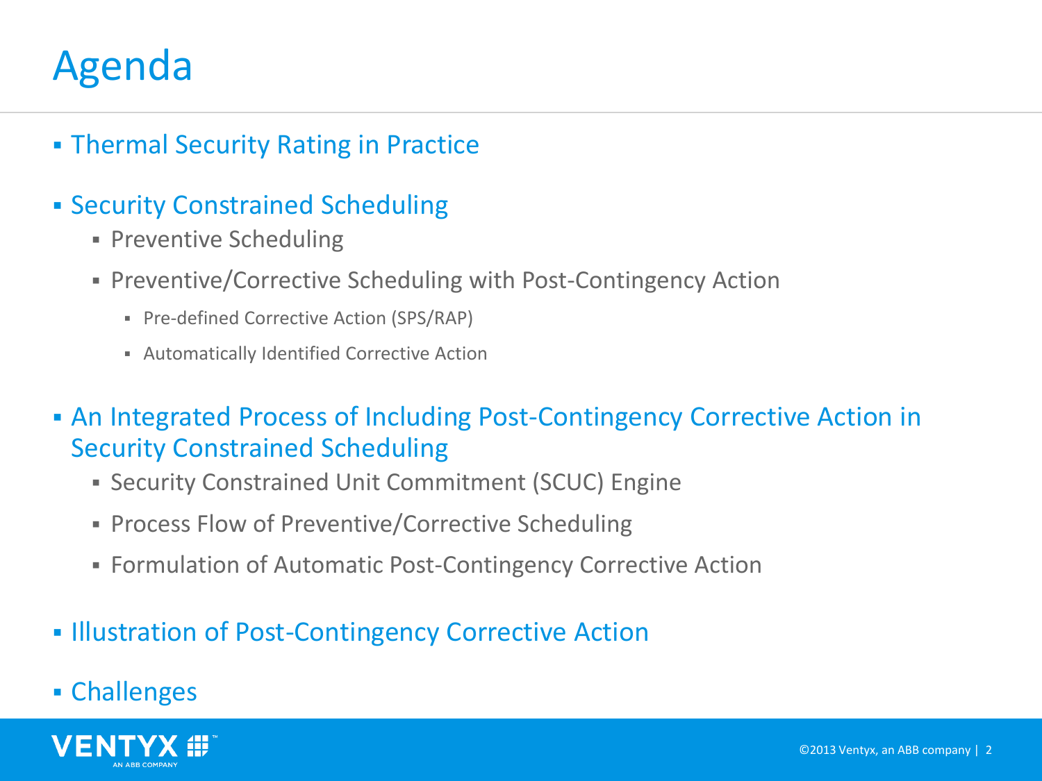# Agenda

- Thermal Security Rating in Practice
- Security Constrained Scheduling
  - Preventive Scheduling
  - Preventive/Corrective Scheduling with Post-Contingency Action
    - Pre-defined Corrective Action (SPS/RAP)
    - Automatically Identified Corrective Action
- An Integrated Process of Including Post-Contingency Corrective Action in Security Constrained Scheduling
  - Security Constrained Unit Commitment (SCUC) Engine
  - Process Flow of Preventive/Corrective Scheduling
  - Formulation of Automatic Post-Contingency Corrective Action
- Illustration of Post-Contingency Corrective Action
- Challenges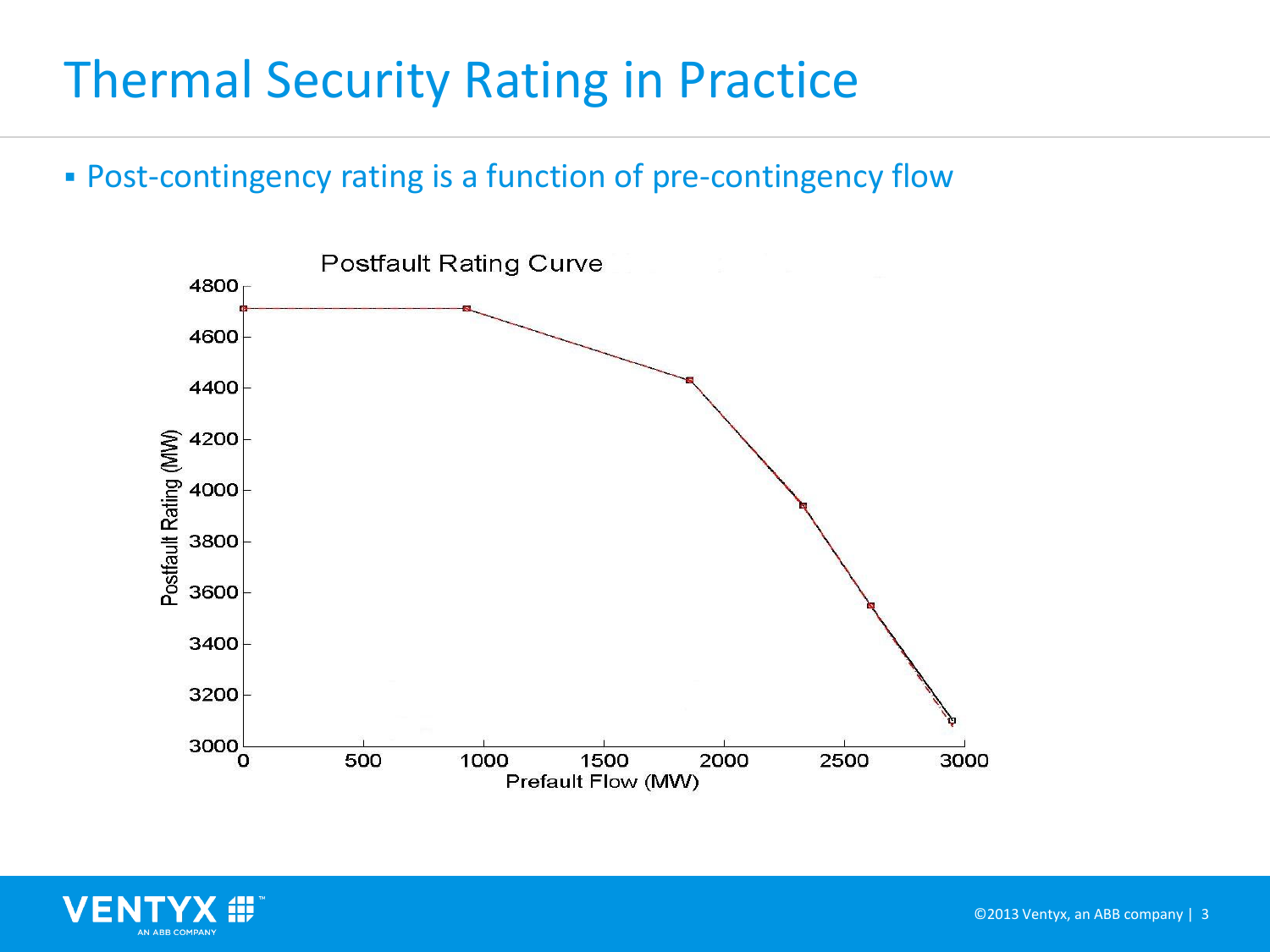# Thermal Security Rating in Practice

- Post-contingency rating is a function of pre-contingency flow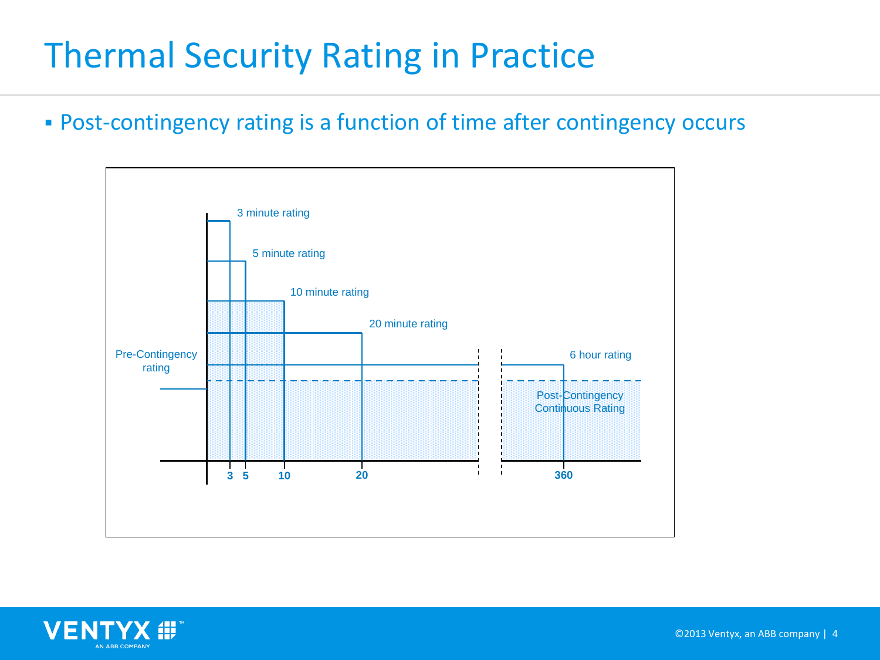# Thermal Security Rating in Practice

- Post-contingency rating is a function of time after contingency occurs

3 minute rating

5 minute rating

10 minute rating

20 minute rating

Pre-Contingency rating

6 hour rating

Post-Contingency Continuous Rating

3 5 10 20 360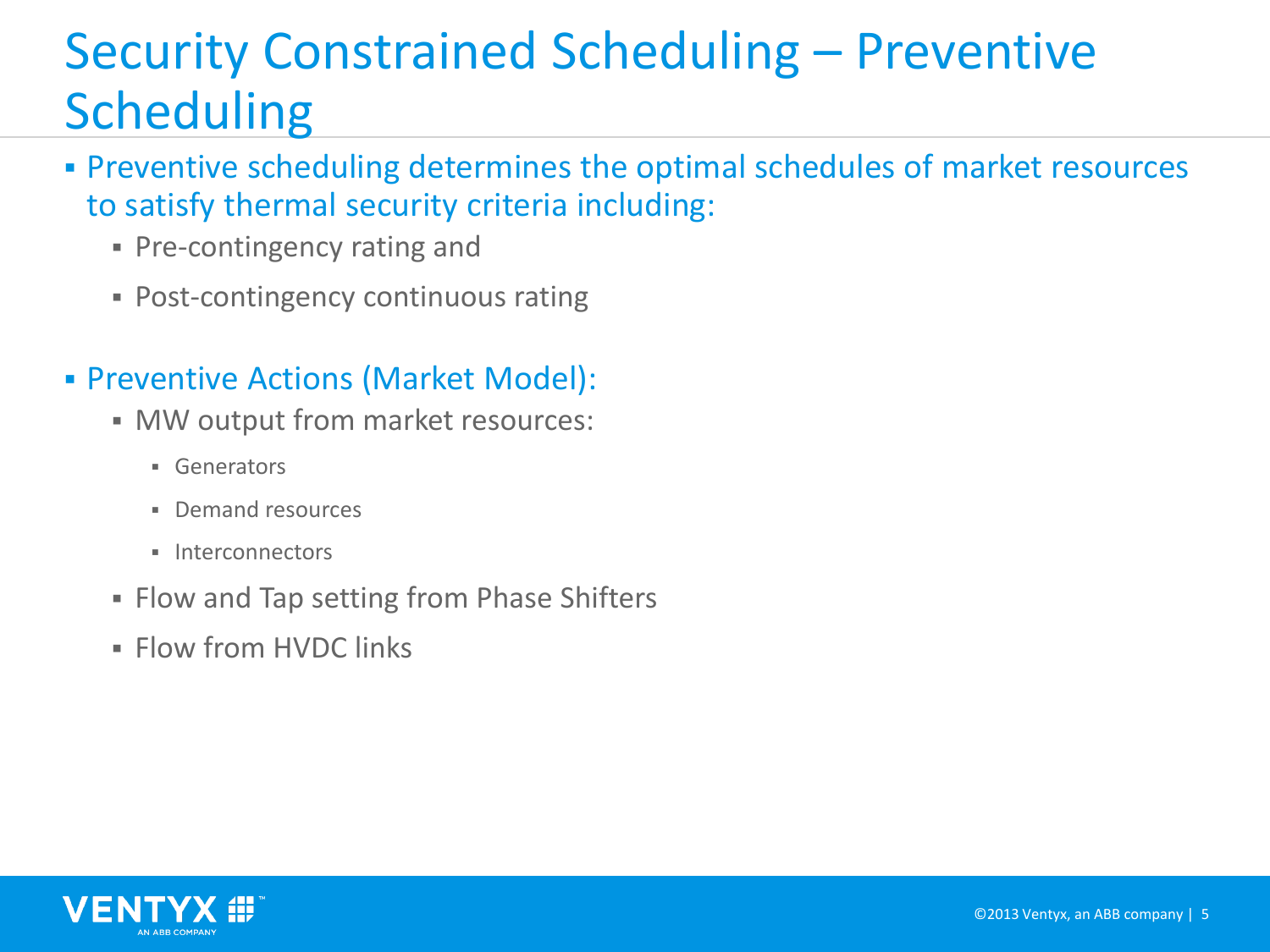# Security Constrained Scheduling – Preventive Scheduling

- Preventive scheduling determines the optimal schedules of market resources to satisfy thermal security criteria including:
  - Pre-contingency rating and
  - Post-contingency continuous rating

- Preventive Actions (Market Model):
  - MW output from market resources:
    - Generators
    - Demand resources
    - Interconnectors
  - Flow and Tap setting from Phase Shifters
  - Flow from HVDC links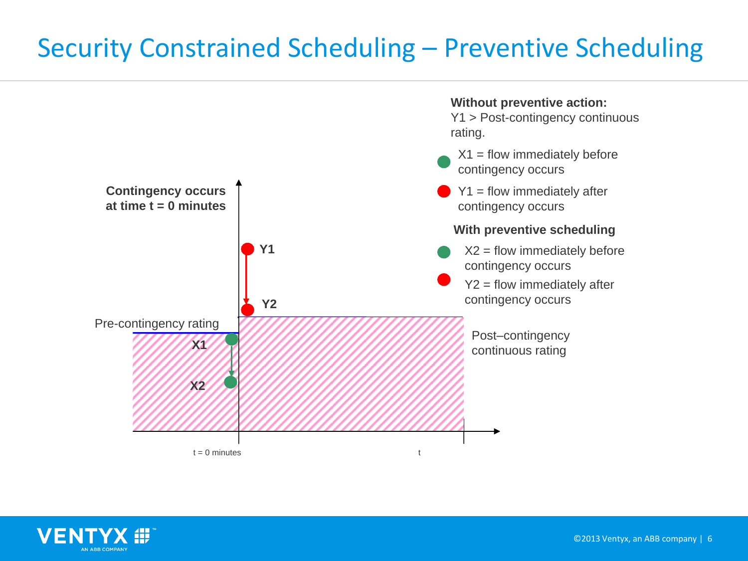# Security Constrained Scheduling – Preventive Scheduling

**Contingency occurs at time t = 0 minutes**

Y1

Y2

Pre-contingency rating

X1

X2

Post–contingency continuous rating

t = 0 minutes

t

**Without preventive action:**
Y1 > Post-contingency continuous rating.

- X1 = flow immediately before contingency occurs
- Y1 = flow immediately after contingency occurs

**With preventive scheduling**

- X2 = flow immediately before contingency occurs
- Y2 = flow immediately after contingency occurs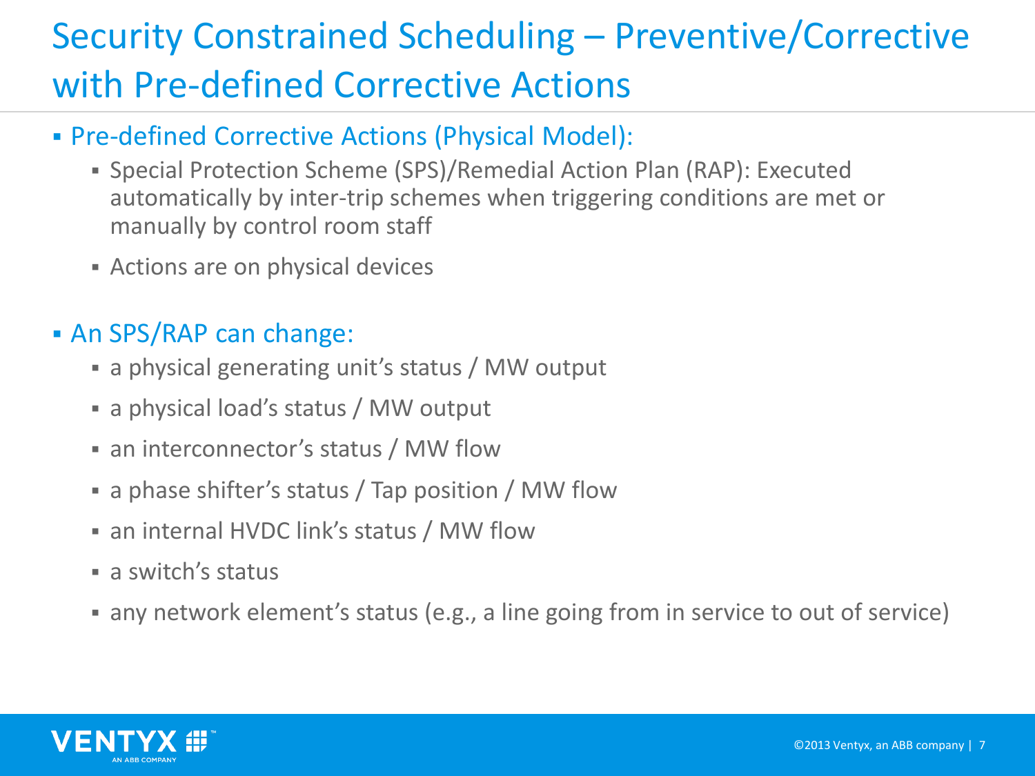# Security Constrained Scheduling – Preventive/Corrective with Pre-defined Corrective Actions

- Pre-defined Corrective Actions (Physical Model):
  - Special Protection Scheme (SPS)/Remedial Action Plan (RAP): Executed automatically by inter-trip schemes when triggering conditions are met or manually by control room staff
  - Actions are on physical devices
- An SPS/RAP can change:
  - a physical generating unit's status / MW output
  - a physical load's status / MW output
  - an interconnector's status / MW flow
  - a phase shifter's status / Tap position / MW flow
  - an internal HVDC link's status / MW flow
  - a switch's status
  - any network element's status (e.g., a line going from in service to out of service)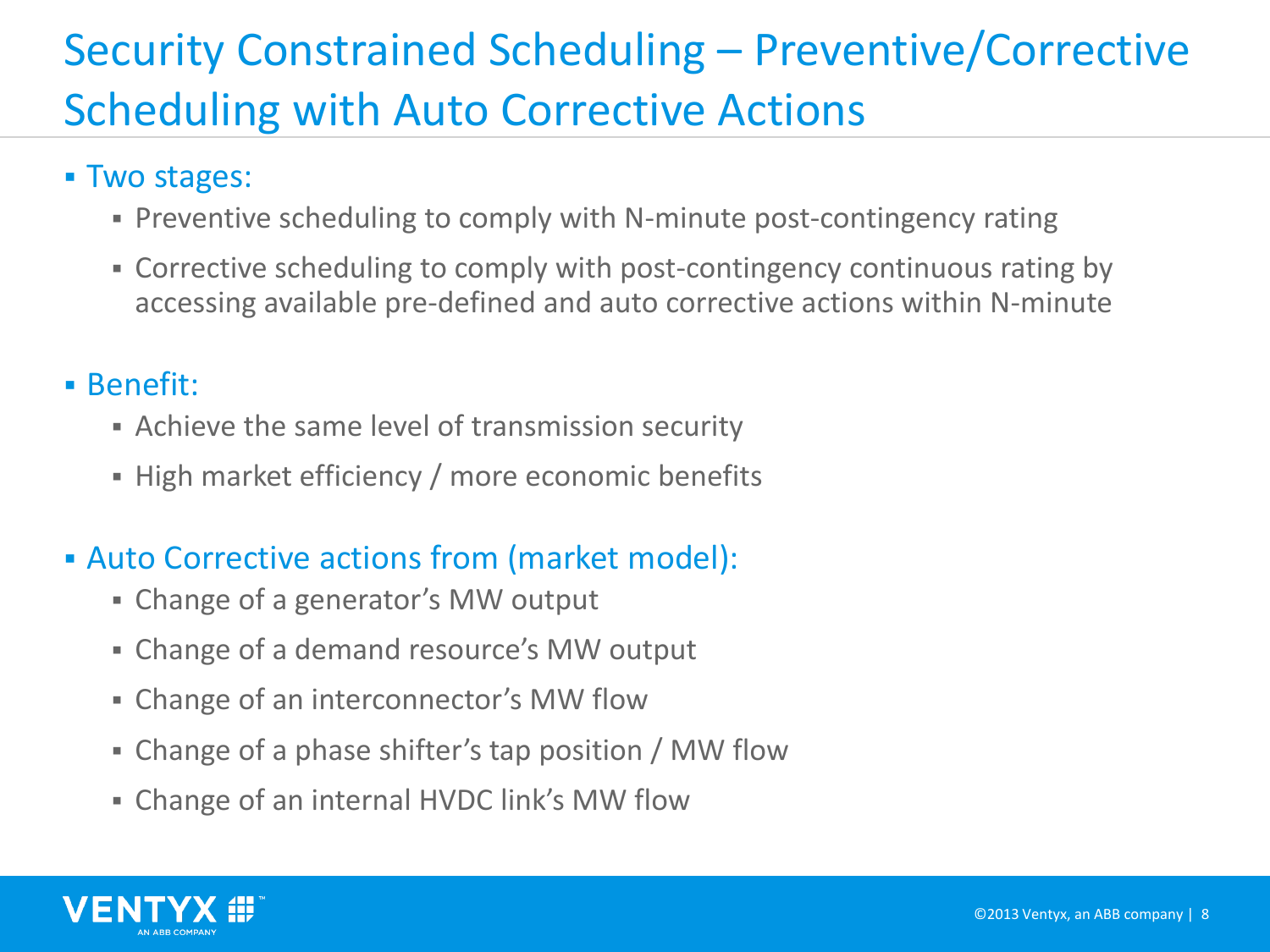# Security Constrained Scheduling – Preventive/Corrective Scheduling with Auto Corrective Actions

- Two stages:
  - Preventive scheduling to comply with N-minute post-contingency rating
  - Corrective scheduling to comply with post-contingency continuous rating by accessing available pre-defined and auto corrective actions within N-minute
- Benefit:
  - Achieve the same level of transmission security
  - High market efficiency / more economic benefits
- Auto Corrective actions from (market model):
  - Change of a generator's MW output
  - Change of a demand resource's MW output
  - Change of an interconnector's MW flow
  - Change of a phase shifter's tap position / MW flow
  - Change of an internal HVDC link's MW flow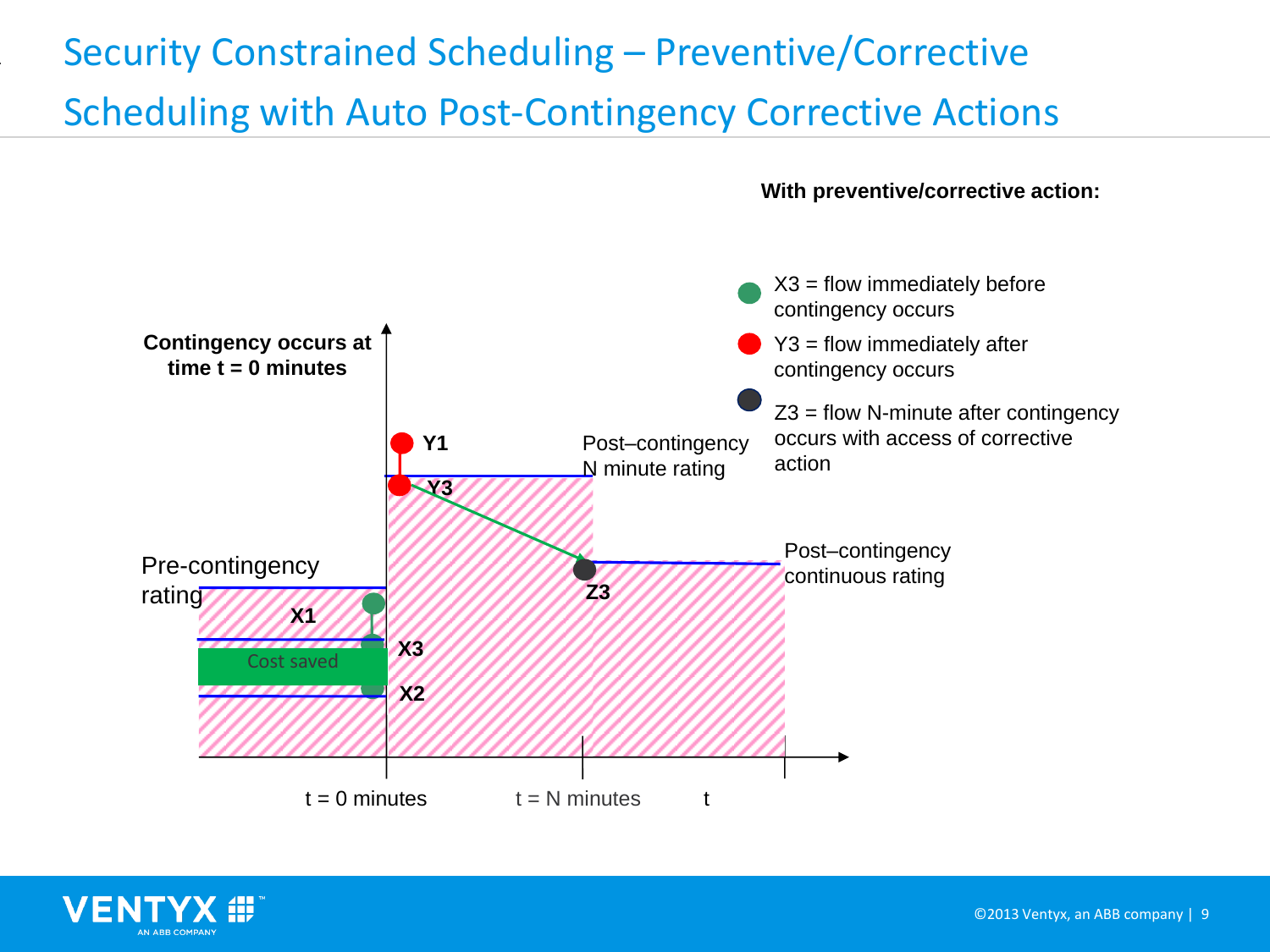# Security Constrained Scheduling – Preventive/Corrective Scheduling with Auto Post-Contingency Corrective Actions

**With preventive/corrective action:**

- X3 = flow immediately before contingency occurs
- Y3 = flow immediately after contingency occurs
- Z3 = flow N-minute after contingency occurs with access of corrective action

**Contingency occurs at time t = 0 minutes**

Pre-contingency rating

Post–contingency N minute rating

Post–contingency continuous rating

Y1

Y3

X1

X3

X2

Z3

Cost saved

t = 0 minutes    t = N minutes    t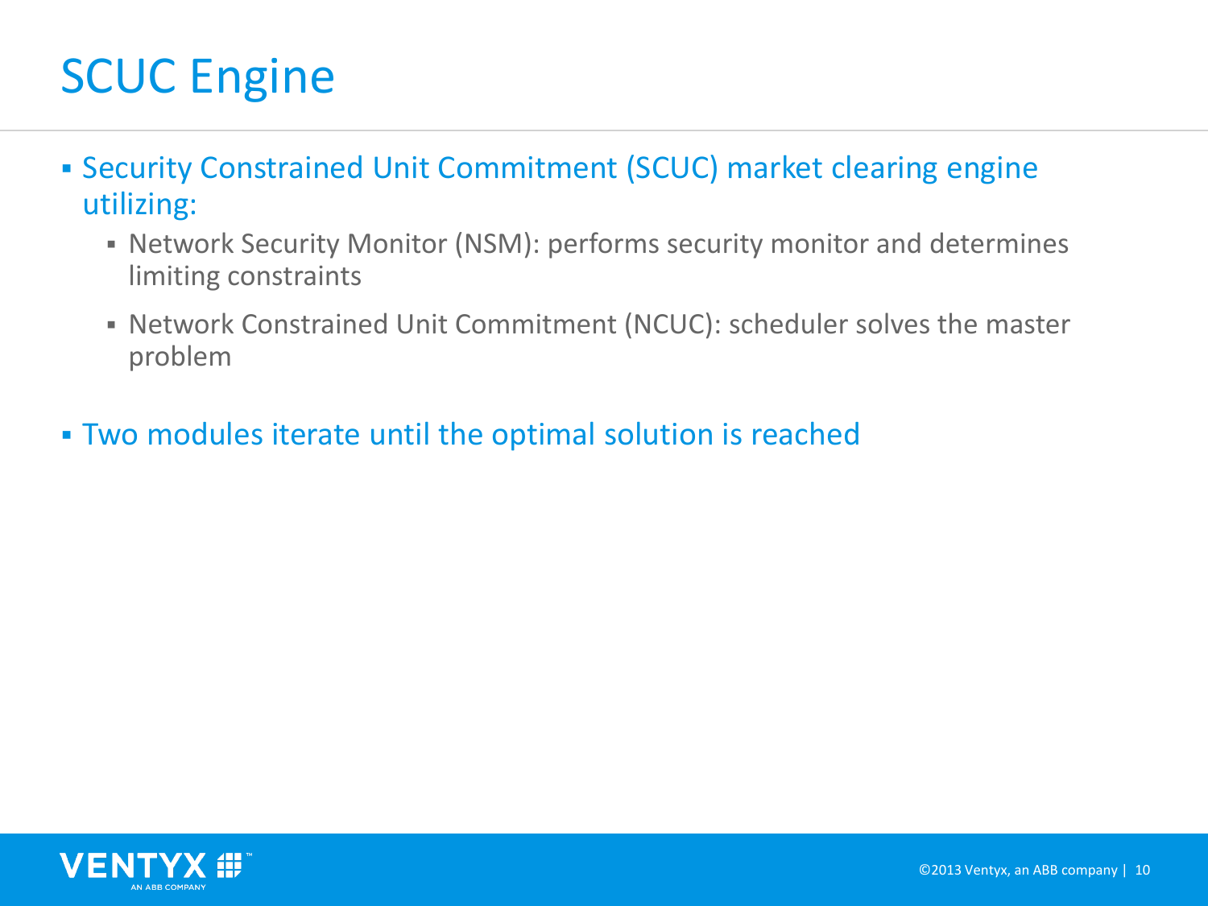# SCUC Engine

- Security Constrained Unit Commitment (SCUC) market clearing engine utilizing:
  - Network Security Monitor (NSM): performs security monitor and determines limiting constraints
  - Network Constrained Unit Commitment (NCUC): scheduler solves the master problem
- Two modules iterate until the optimal solution is reached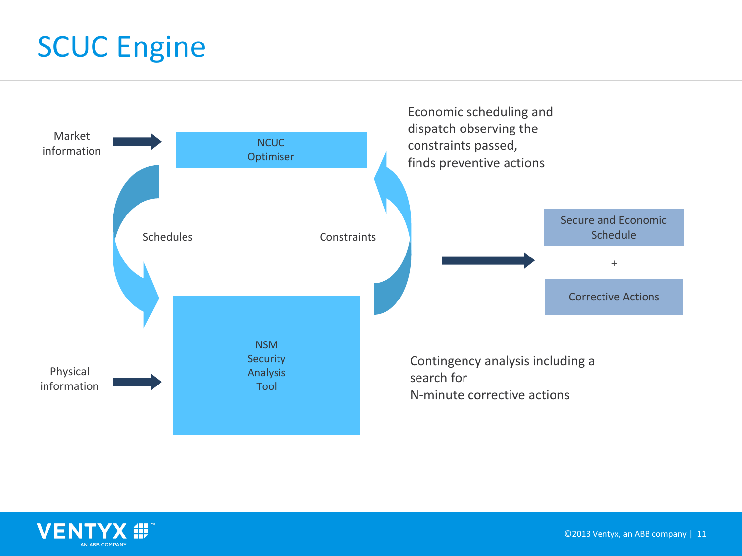# SCUC Engine

Market information

NCUC Optimiser

Economic scheduling and dispatch observing the constraints passed, finds preventive actions

Schedules

Constraints

Secure and Economic Schedule

+

Corrective Actions

Physical information

NSM Security Analysis Tool

Contingency analysis including a search for N-minute corrective actions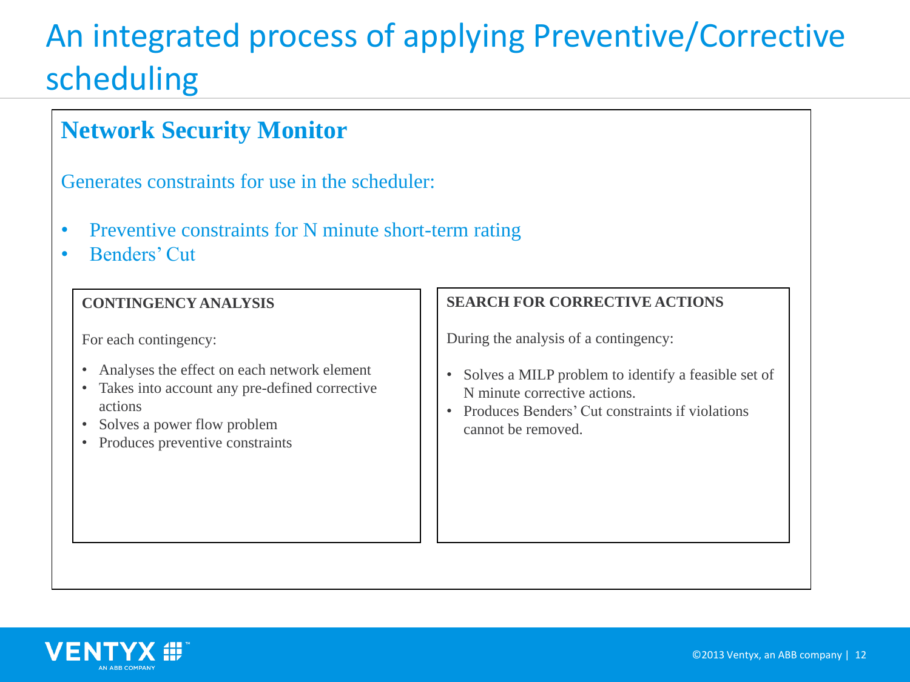# An integrated process of applying Preventive/Corrective scheduling

## Network Security Monitor

Generates constraints for use in the scheduler:

- Preventive constraints for N minute short-term rating
- Benders' Cut

### CONTINGENCY ANALYSIS

For each contingency:

- Analyses the effect on each network element
- Takes into account any pre-defined corrective actions
- Solves a power flow problem
- Produces preventive constraints

### SEARCH FOR CORRECTIVE ACTIONS

During the analysis of a contingency:

- Solves a MILP problem to identify a feasible set of N minute corrective actions.
- Produces Benders' Cut constraints if violations cannot be removed.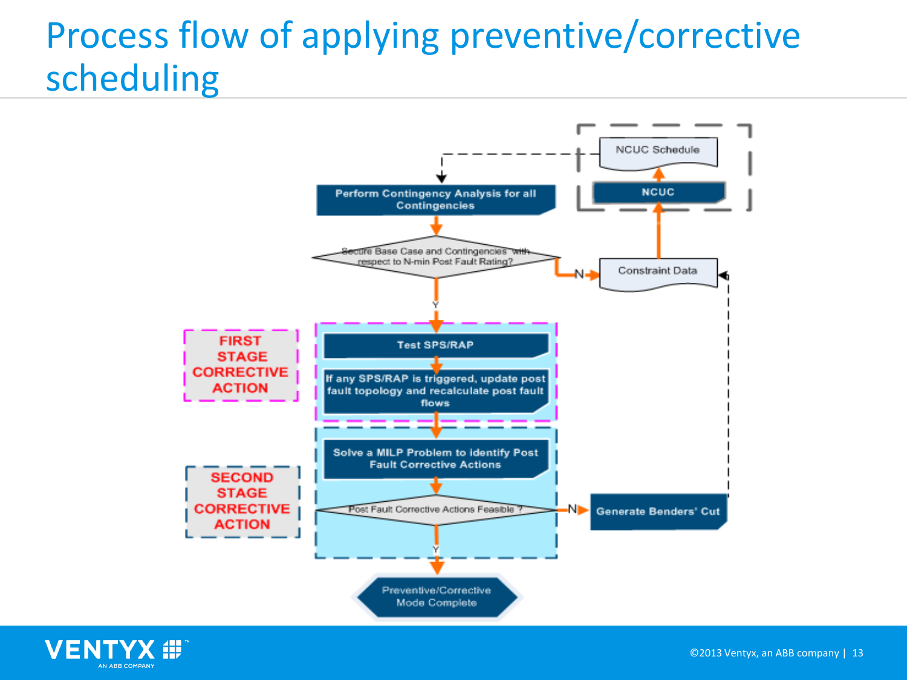# Process flow of applying preventive/corrective scheduling

NCUC Schedule

NCUC

Perform Contingency Analysis for all Contingencies

Secure Base Case and Contingencies with respect to N-min Post Fault Rating?

N → Constraint Data

Y

FIRST STAGE CORRECTIVE ACTION

Test SPS/RAP

If any SPS/RAP is triggered, update post fault topology and recalculate post fault flows

SECOND STAGE CORRECTIVE ACTION

Solve a MILP Problem to identify Post Fault Corrective Actions

Post Fault Corrective Actions Feasible ?

N → Generate Benders' Cut

Y

Preventive/Corrective Mode Complete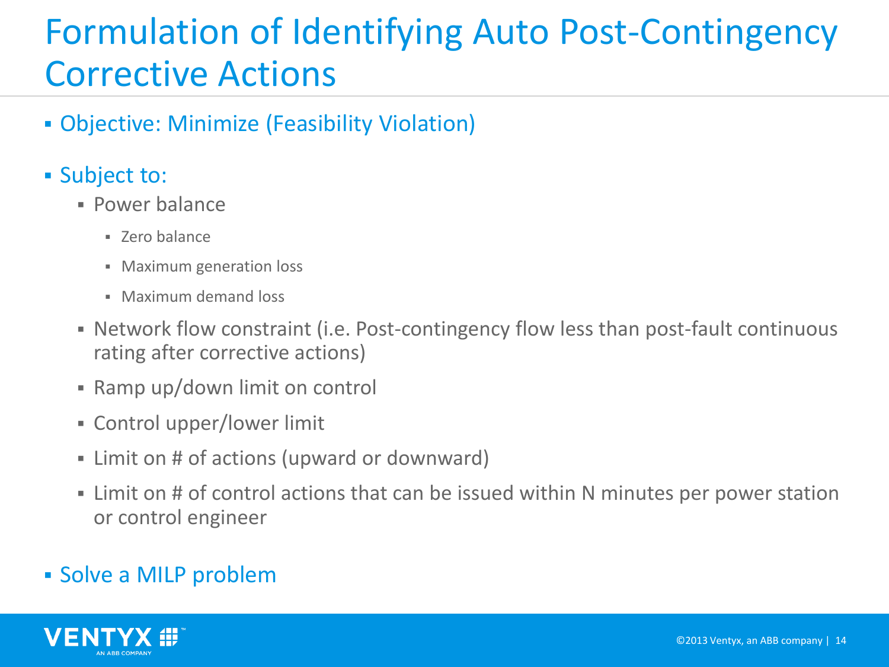# Formulation of Identifying Auto Post-Contingency Corrective Actions

- Objective: Minimize (Feasibility Violation)
- Subject to:
  - Power balance
    - Zero balance
    - Maximum generation loss
    - Maximum demand loss
  - Network flow constraint (i.e. Post-contingency flow less than post-fault continuous rating after corrective actions)
  - Ramp up/down limit on control
  - Control upper/lower limit
  - Limit on # of actions (upward or downward)
  - Limit on # of control actions that can be issued within N minutes per power station or control engineer
- Solve a MILP problem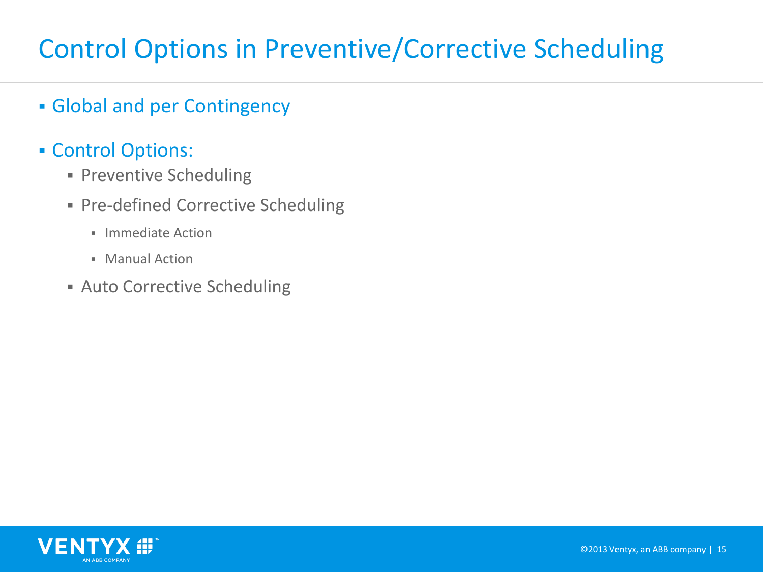# Control Options in Preventive/Corrective Scheduling

- Global and per Contingency
- Control Options:
  - Preventive Scheduling
  - Pre-defined Corrective Scheduling
    - Immediate Action
    - Manual Action
  - Auto Corrective Scheduling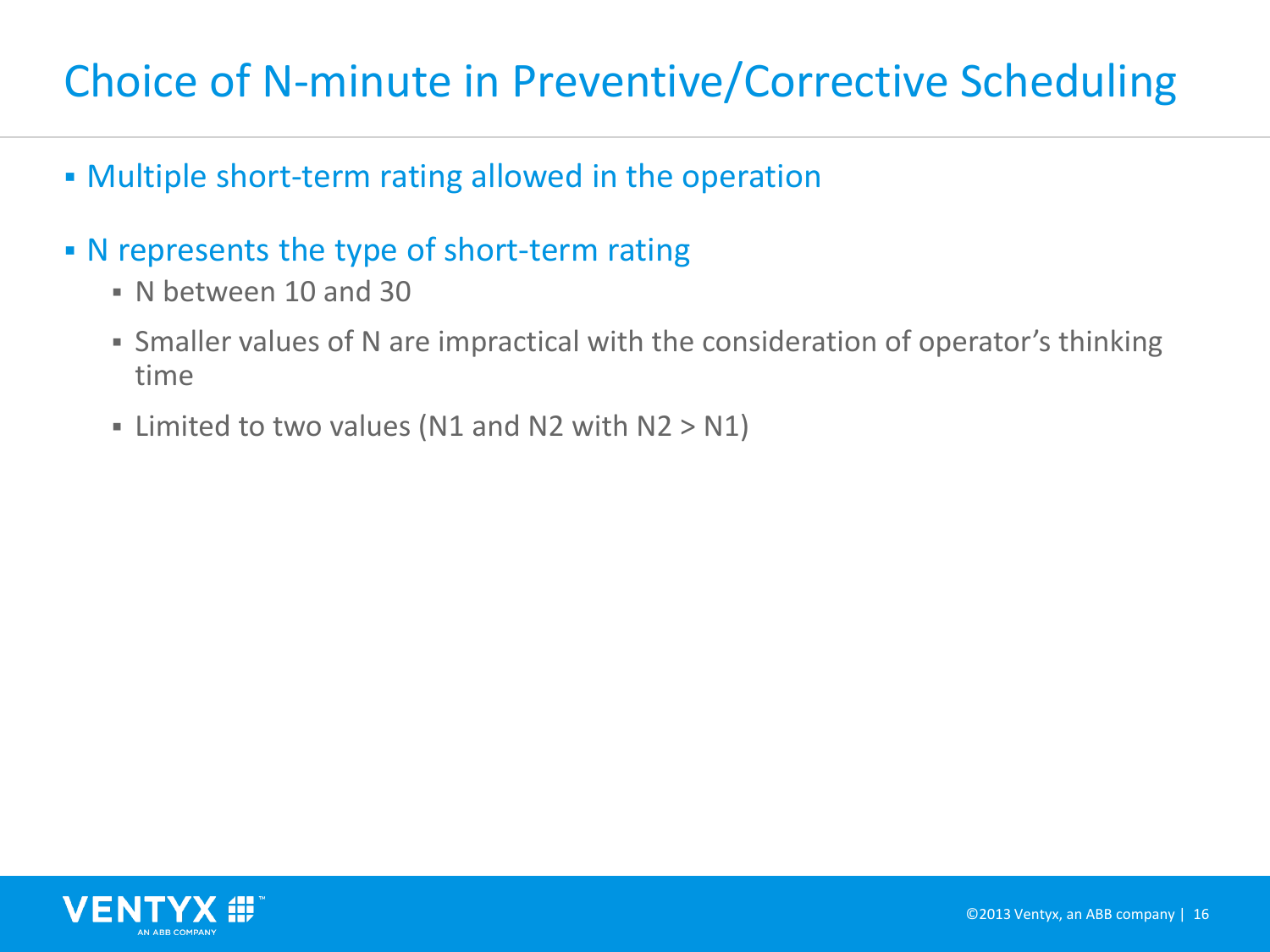# Choice of N-minute in Preventive/Corrective Scheduling

- Multiple short-term rating allowed in the operation
- N represents the type of short-term rating
  - N between 10 and 30
  - Smaller values of N are impractical with the consideration of operator's thinking time
  - Limited to two values (N1 and N2 with N2 > N1)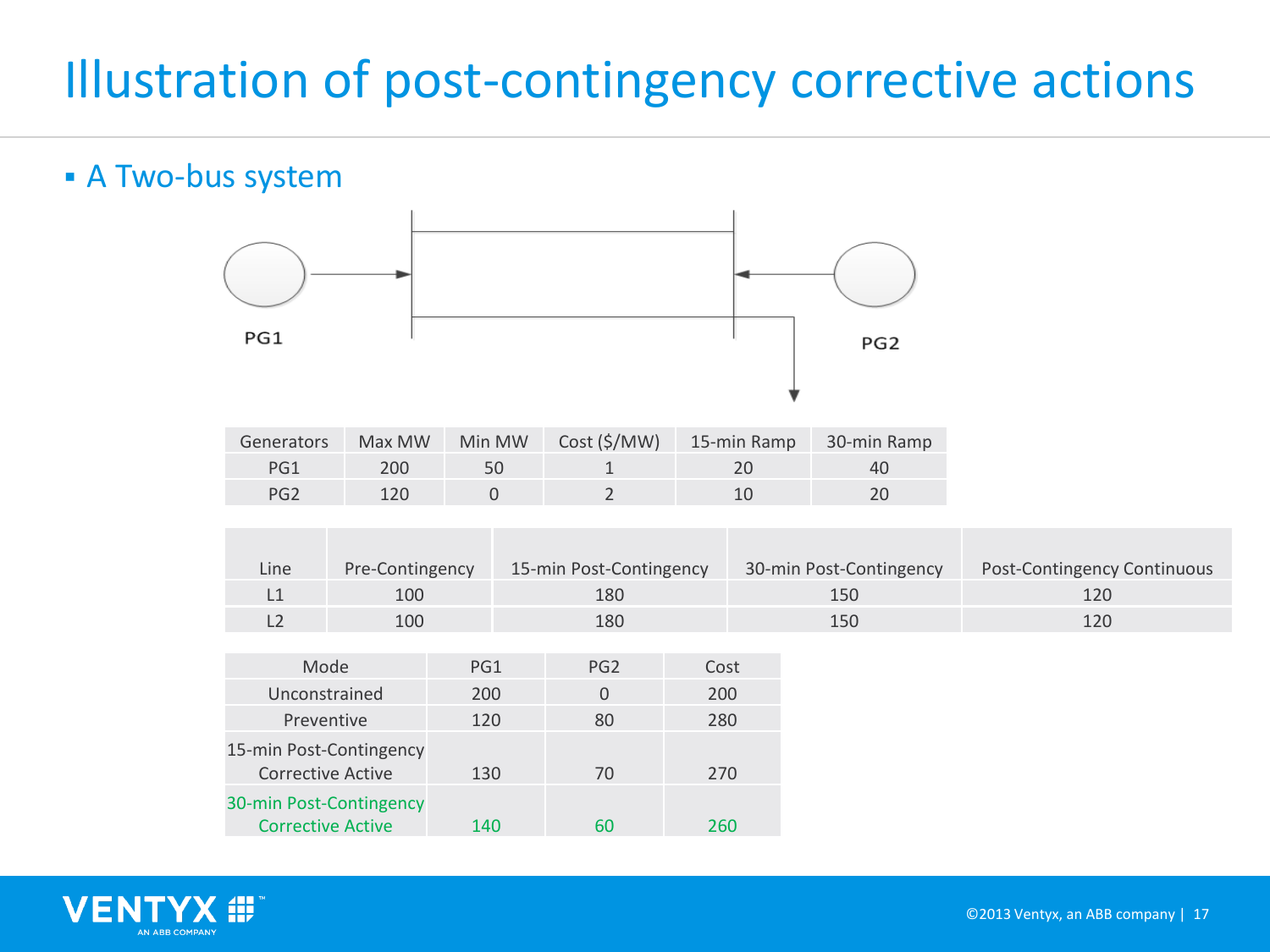# Illustration of post-contingency corrective actions

- A Two-bus system

PG1

PG2

| Generators | Max MW | Min MW | Cost ($/MW) | 15-min Ramp | 30-min Ramp |
|---|---|---|---|---|---|
| PG1 | 200 | 50 | 1 | 20 | 40 |
| PG2 | 120 | 0 | 2 | 10 | 20 |

| Line | Pre-Contingency | 15-min Post-Contingency | 30-min Post-Contingency | Post-Contingency Continuous |
|---|---|---|---|---|
| L1 | 100 | 180 | 150 | 120 |
| L2 | 100 | 180 | 150 | 120 |

| Mode | PG1 | PG2 | Cost |
|---|---|---|---|
| Unconstrained | 200 | 0 | 200 |
| Preventive | 120 | 80 | 280 |
| 15-min Post-Contingency Corrective Active | 130 | 70 | 270 |
| 30-min Post-Contingency Corrective Active | 140 | 60 | 260 |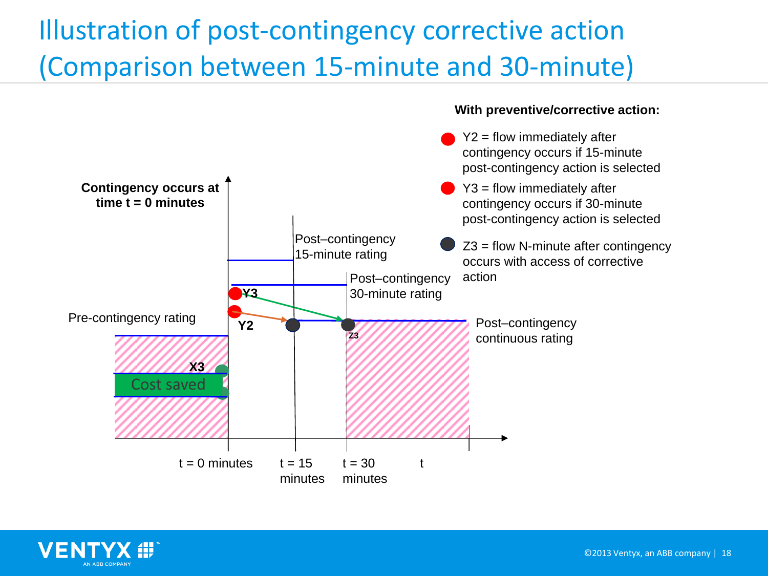# Illustration of post-contingency corrective action (Comparison between 15-minute and 30-minute)

**With preventive/corrective action:**

- Y2 = flow immediately after contingency occurs if 15-minute post-contingency action is selected
- Y3 = flow immediately after contingency occurs if 30-minute post-contingency action is selected
- Z3 = flow N-minute after contingency occurs with access of corrective action

**Contingency occurs at time t = 0 minutes**

Pre-contingency rating

X3

Cost saved

Y2

Y3

Z3

Post–contingency 15-minute rating

Post–contingency 30-minute rating

Post–contingency continuous rating

t = 0 minutes

t = 15 minutes

t = 30 minutes

t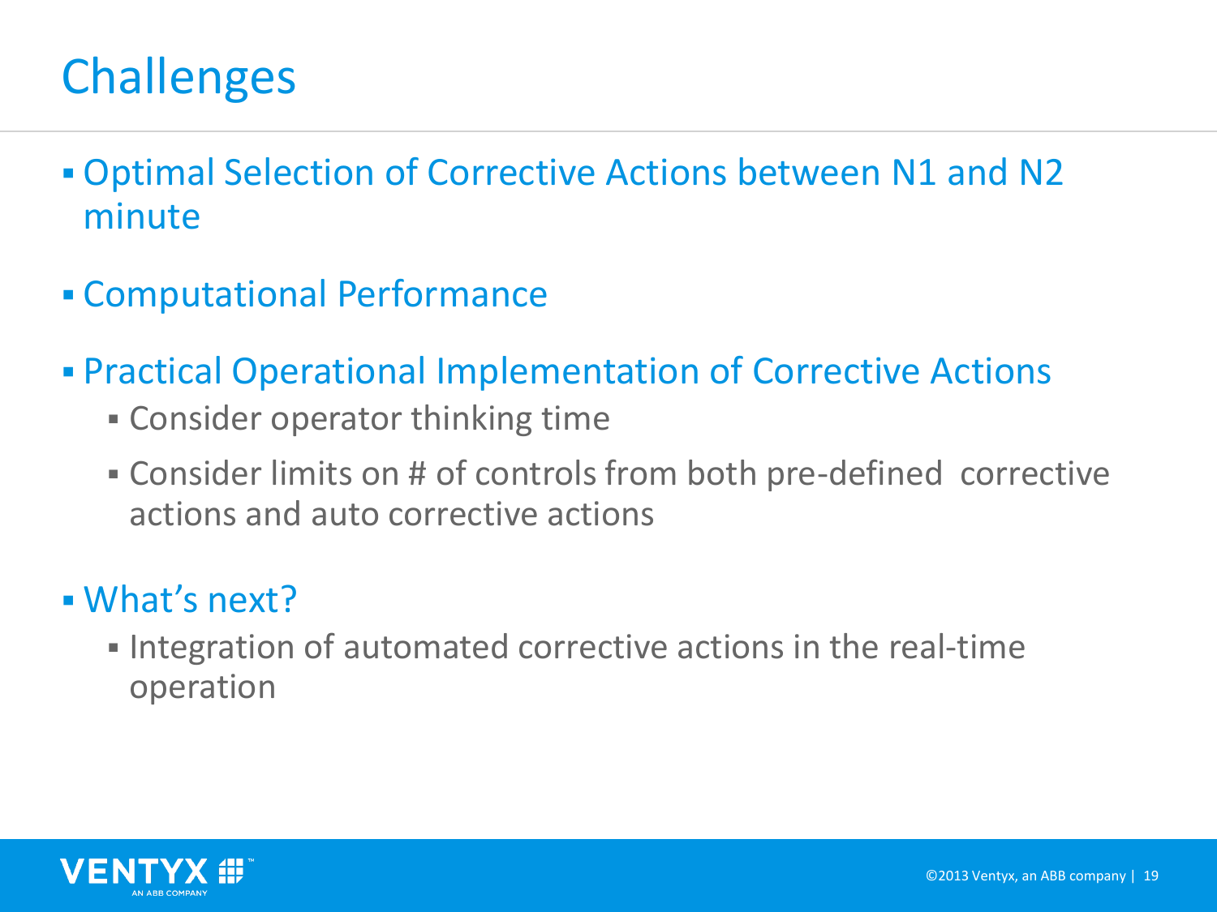# Challenges

- Optimal Selection of Corrective Actions between N1 and N2 minute
- Computational Performance
- Practical Operational Implementation of Corrective Actions
  - Consider operator thinking time
  - Consider limits on # of controls from both pre-defined corrective actions and auto corrective actions
- What's next?
  - Integration of automated corrective actions in the real-time operation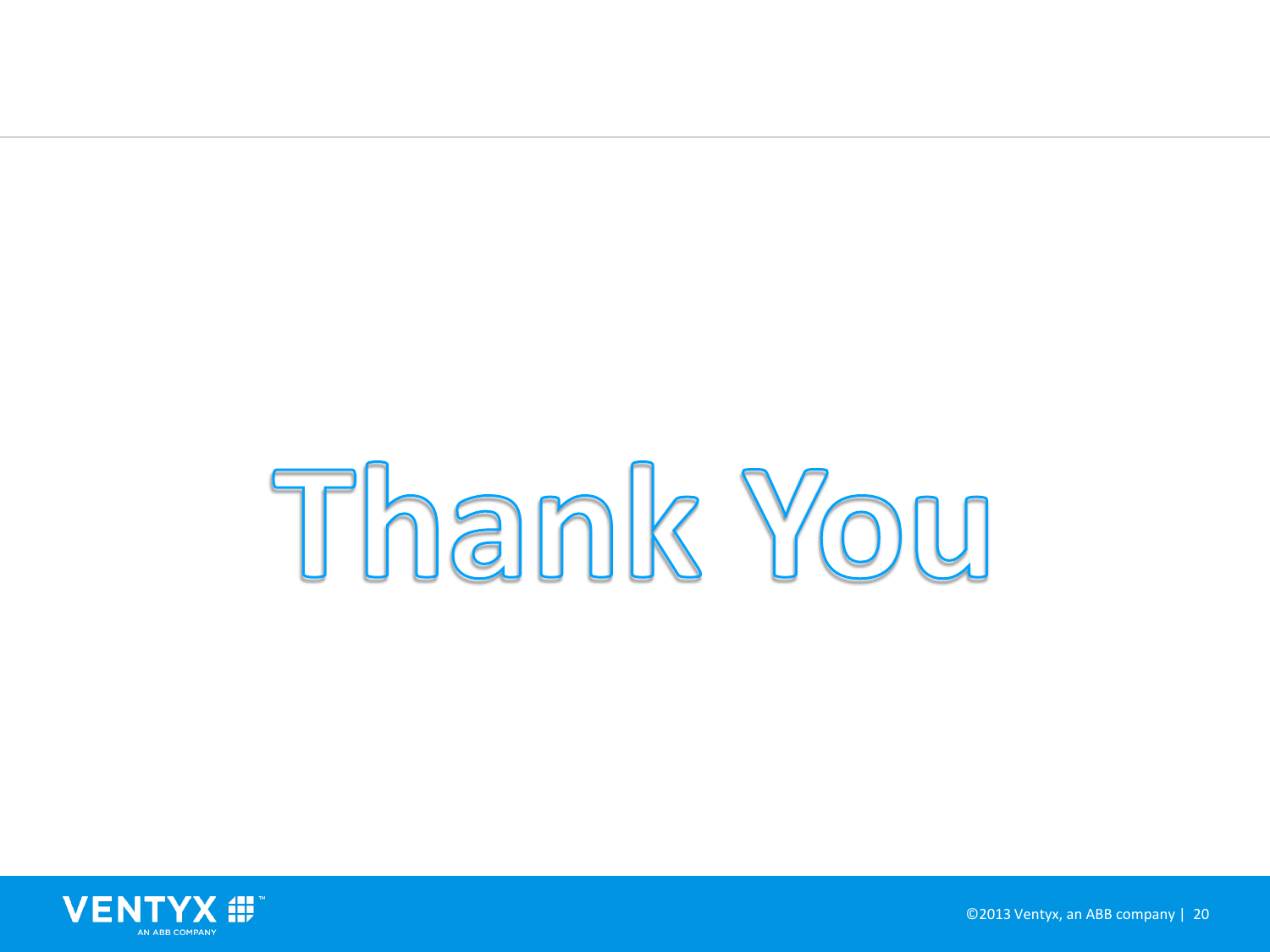# Thank You